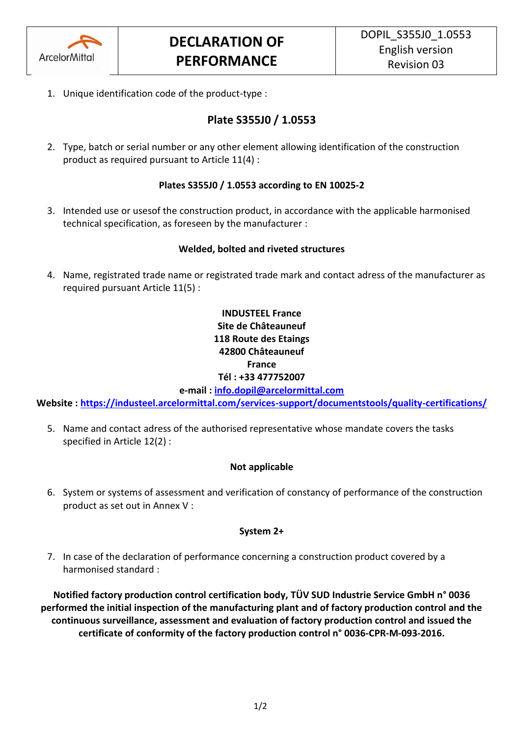| ArcelorMittal | **DECLARATION OF PERFORMANCE** | DOPIL_S355J0_1.0553 English version Revision 03 |
|---|---|---|

1. Unique identification code of the product-type :

## Plate S355J0 / 1.0553

2. Type, batch or serial number or any other element allowing identification of the construction product as required pursuant to Article 11(4) :

**Plates S355J0 / 1.0553 according to EN 10025-2**

3. Intended use or usesof the construction product, in accordance with the applicable harmonised technical specification, as foreseen by the manufacturer :

**Welded, bolted and riveted structures**

4. Name, registrated trade name or registrated trade mark and contact adress of the manufacturer as required pursuant Article 11(5) :

**INDUSTEEL France**
**Site de Châteauneuf**
**118 Route des Etaings**
**42800 Châteauneuf**
**France**
**Tél : +33 477752007**
**e-mail : info.dopil@arcelormittal.com**
**Website : https://industeel.arcelormittal.com/services-support/documentstools/quality-certifications/**

5. Name and contact adress of the authorised representative whose mandate covers the tasks specified in Article 12(2) :

**Not applicable**

6. System or systems of assessment and verification of constancy of performance of the construction product as set out in Annex V :

**System 2+**

7. In case of the declaration of performance concerning a construction product covered by a harmonised standard :

**Notified factory production control certification body, TÜV SUD Industrie Service GmbH n° 0036 performed the initial inspection of the manufacturing plant and of factory production control and the continuous surveillance, assessment and evaluation of factory production control and issued the certificate of conformity of the factory production control n° 0036-CPR-M-093-2016.**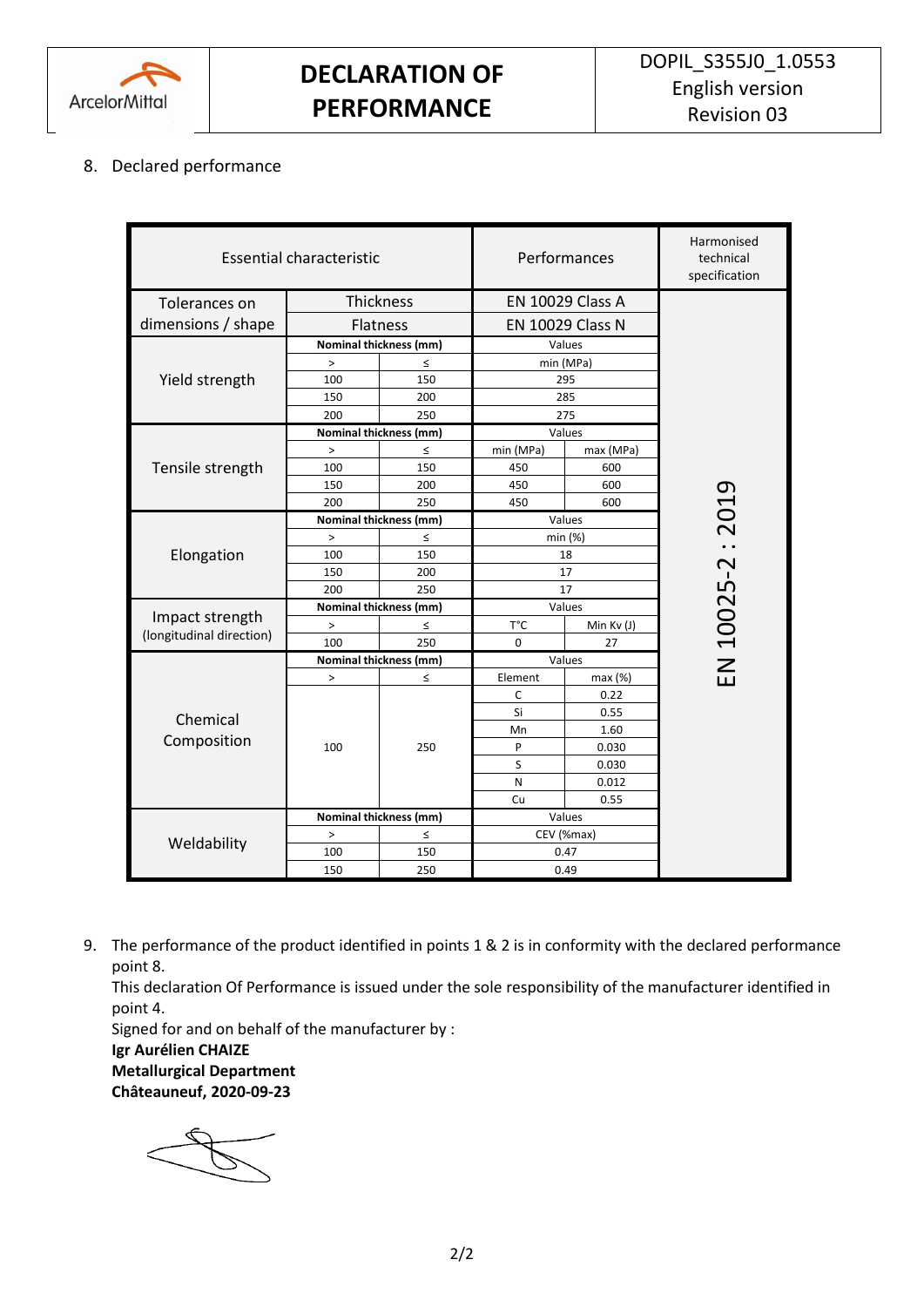| DECLARATION OF PERFORMANCE | DOPIL_S355J0_1.0553<br>English version<br>Revision 03 |
|---|---|

8. Declared performance

| Essential characteristic | | | Performances | | Harmonised technical specification |
|---|---|---|---|---|---|
| Tolerances on dimensions / shape | Thickness | | EN 10029 Class A | | EN 10025-2 : 2019 |
| | Flatness | | EN 10029 Class N | | |
| Yield strength | **Nominal thickness (mm)** | | Values | | |
| | > | ≤ | min (MPa) | | |
| | 100 | 150 | 295 | | |
| | 150 | 200 | 285 | | |
| | 200 | 250 | 275 | | |
| Tensile strength | **Nominal thickness (mm)** | | Values | | |
| | > | ≤ | min (MPa) | max (MPa) | |
| | 100 | 150 | 450 | 600 | |
| | 150 | 200 | 450 | 600 | |
| | 200 | 250 | 450 | 600 | |
| Elongation | **Nominal thickness (mm)** | | Values | | |
| | > | ≤ | min (%) | | |
| | 100 | 150 | 18 | | |
| | 150 | 200 | 17 | | |
| | 200 | 250 | 17 | | |
| Impact strength (longitudinal direction) | **Nominal thickness (mm)** | | Values | | |
| | > | ≤ | T°C | Min Kv (J) | |
| | 100 | 250 | 0 | 27 | |
| Chemical Composition | **Nominal thickness (mm)** | | Values | | |
| | > | ≤ | Element | max (%) | |
| | 100 | 250 | C | 0.22 | |
| | | | Si | 0.55 | |
| | | | Mn | 1.60 | |
| | | | P | 0.030 | |
| | | | S | 0.030 | |
| | | | N | 0.012 | |
| | | | Cu | 0.55 | |
| Weldability | **Nominal thickness (mm)** | | Values | | |
| | > | ≤ | CEV (%max) | | |
| | 100 | 150 | 0.47 | | |
| | 150 | 250 | 0.49 | | |

9. The performance of the product identified in points 1 & 2 is in conformity with the declared performance point 8.
   This declaration Of Performance is issued under the sole responsibility of the manufacturer identified in point 4.
   Signed for and on behalf of the manufacturer by :
   **Igr Aurélien CHAIZE**
   **Metallurgical Department**
   **Châteauneuf, 2020-09-23**